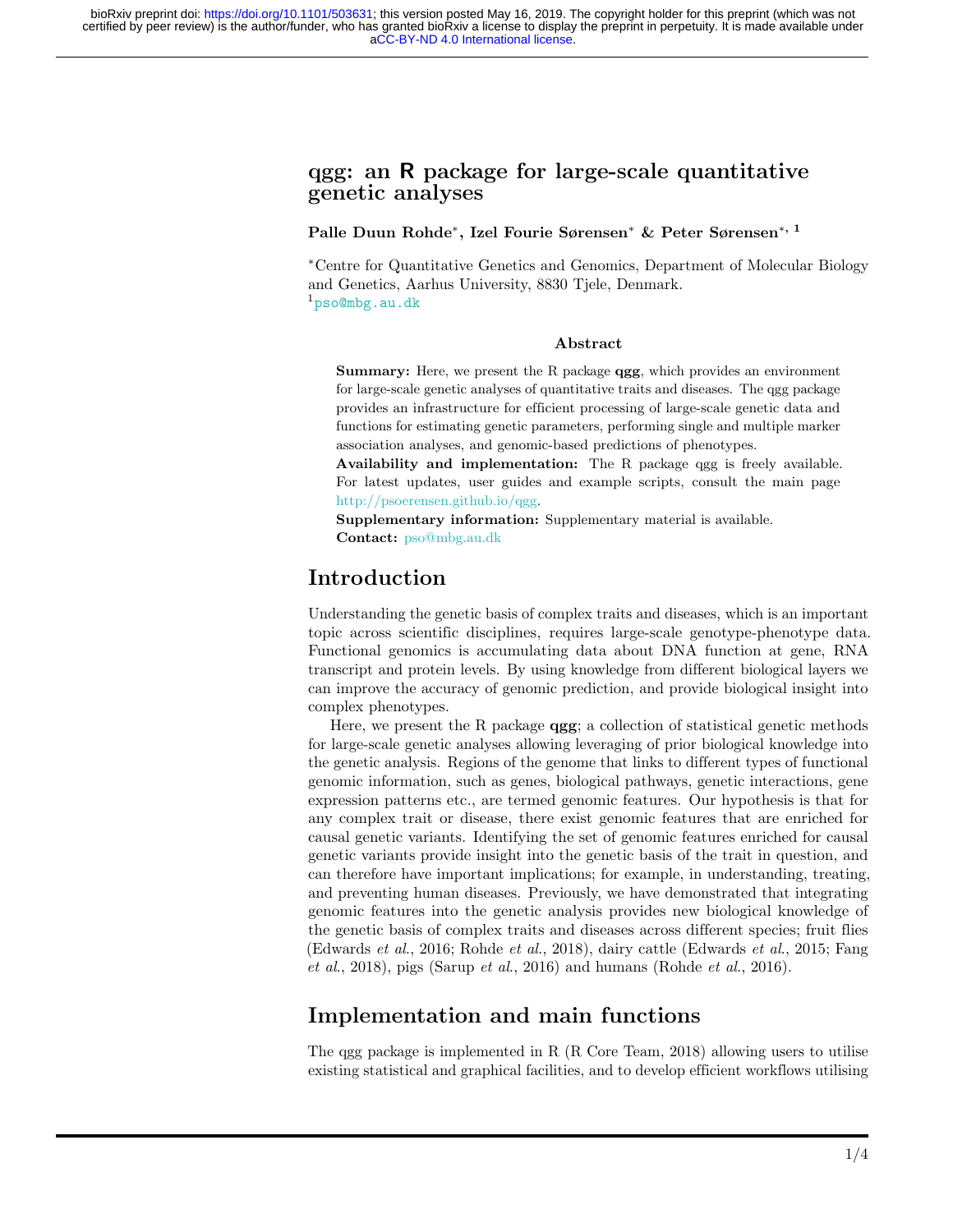# qgg: an R package for large-scale quantitative genetic analyses

**Palle Duun Rohde***, **Izel Fourie Sørensen*** **& Peter Sørensen***, [1]

*Centre for Quantitative Genetics and Genomics, Department of Molecular Biology and Genetics, Aarhus University, 8830 Tjele, Denmark.
[1] pso@mbg.au.dk

### Abstract

**Summary:** Here, we present the R package **qgg**, which provides an environment for large-scale genetic analyses of quantitative traits and diseases. The qgg package provides an infrastructure for efficient processing of large-scale genetic data and functions for estimating genetic parameters, performing single and multiple marker association analyses, and genomic-based predictions of phenotypes.
**Availability and implementation:** The R package qgg is freely available. For latest updates, user guides and example scripts, consult the main page http://psoerensen.github.io/qgg.
**Supplementary information:** Supplementary material is available.
**Contact:** pso@mbg.au.dk

## Introduction

Understanding the genetic basis of complex traits and diseases, which is an important topic across scientific disciplines, requires large-scale genotype-phenotype data. Functional genomics is accumulating data about DNA function at gene, RNA transcript and protein levels. By using knowledge from different biological layers we can improve the accuracy of genomic prediction, and provide biological insight into complex phenotypes.

Here, we present the R package **qgg**; a collection of statistical genetic methods for large-scale genetic analyses allowing leveraging of prior biological knowledge into the genetic analysis. Regions of the genome that links to different types of functional genomic information, such as genes, biological pathways, genetic interactions, gene expression patterns etc., are termed genomic features. Our hypothesis is that for any complex trait or disease, there exist genomic features that are enriched for causal genetic variants. Identifying the set of genomic features enriched for causal genetic variants provide insight into the genetic basis of the trait in question, and can therefore have important implications; for example, in understanding, treating, and preventing human diseases. Previously, we have demonstrated that integrating genomic features into the genetic analysis provides new biological knowledge of the genetic basis of complex traits and diseases across different species; fruit flies (Edwards *et al.*, 2016; Rohde *et al.*, 2018), dairy cattle (Edwards *et al.*, 2015; Fang *et al.*, 2018), pigs (Sarup *et al.*, 2016) and humans (Rohde *et al.*, 2016).

## Implementation and main functions

The qgg package is implemented in R (R Core Team, 2018) allowing users to utilise existing statistical and graphical facilities, and to develop efficient workflows utilising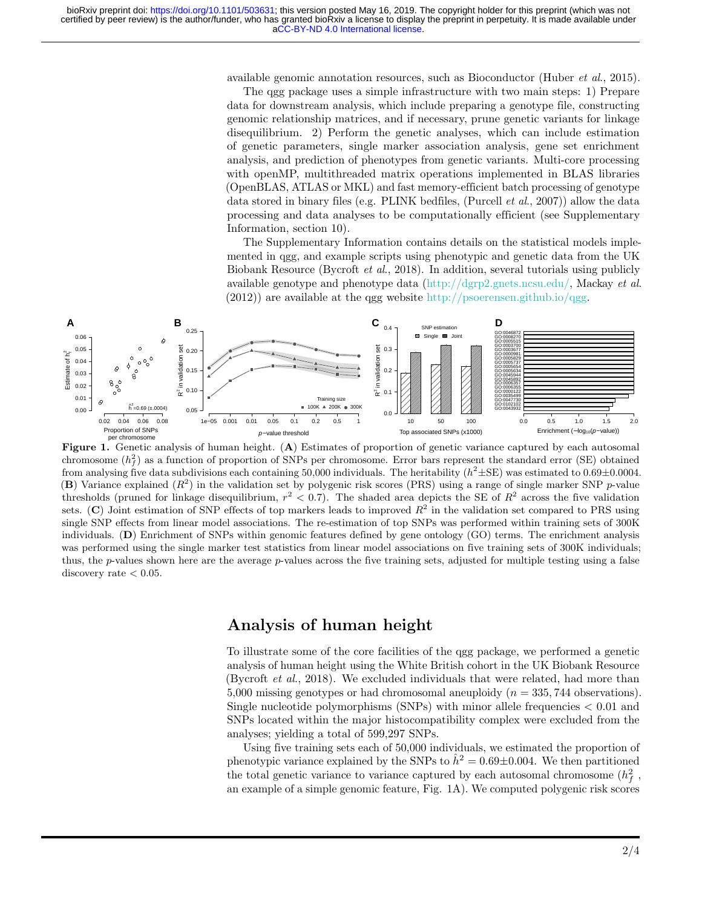available genomic annotation resources, such as Bioconductor (Huber *et al.*, 2015).

The qgg package uses a simple infrastructure with two main steps: 1) Prepare data for downstream analysis, which include preparing a genotype file, constructing genomic relationship matrices, and if necessary, prune genetic variants for linkage disequilibrium. 2) Perform the genetic analyses, which can include estimation of genetic parameters, single marker association analysis, gene set enrichment analysis, and prediction of phenotypes from genetic variants. Multi-core processing with openMP, multithreaded matrix operations implemented in BLAS libraries (OpenBLAS, ATLAS or MKL) and fast memory-efficient batch processing of genotype data stored in binary files (e.g. PLINK bedfiles, (Purcell *et al.*, 2007)) allow the data processing and data analyses to be computationally efficient (see Supplementary Information, section 10).

The Supplementary Information contains details on the statistical models implemented in qgg, and example scripts using phenotypic and genetic data from the UK Biobank Resource (Bycroft *et al.*, 2018). In addition, several tutorials using publicly available genotype and phenotype data (http://dgrp2.gnets.ncsu.edu/, Mackay *et al.* (2012)) are available at the qgg website http://psoerensen.github.io/qgg.

**Figure 1.** Genetic analysis of human height. (**A**) Estimates of proportion of genetic variance captured by each autosomal chromosome ($h_f^2$) as a function of proportion of SNPs per chromosome. Error bars represent the standard error (SE) obtained from analysing five data subdivisions each containing 50,000 individuals. The heritability ($h^2$±SE) was estimated to 0.69±0.0004. (**B**) Variance explained ($R^2$) in the validation set by polygenic risk scores (PRS) using a range of single marker SNP $p$-value thresholds (pruned for linkage disequilibrium, $r^2 < 0.7$). The shaded area depicts the SE of $R^2$ across the five validation sets. (**C**) Joint estimation of SNP effects of top markers leads to improved $R^2$ in the validation set compared to PRS using single SNP effects from linear model associations. The re-estimation of top SNPs was performed within training sets of 300K individuals. (**D**) Enrichment of SNPs within genomic features defined by gene ontology (GO) terms. The enrichment analysis was performed using the single marker test statistics from linear model associations on five training sets of 300K individuals; thus, the $p$-values shown here are the average $p$-values across the five training sets, adjusted for multiple testing using a false discovery rate $< 0.05$.

## Analysis of human height

To illustrate some of the core facilities of the qgg package, we performed a genetic analysis of human height using the White British cohort in the UK Biobank Resource (Bycroft *et al.*, 2018). We excluded individuals that were related, had more than 5,000 missing genotypes or had chromosomal aneuploidy ($n = 335,744$ observations). Single nucleotide polymorphisms (SNPs) with minor allele frequencies $< 0.01$ and SNPs located within the major histocompatibility complex were excluded from the analyses; yielding a total of 599,297 SNPs.

Using five training sets each of 50,000 individuals, we estimated the proportion of phenotypic variance explained by the SNPs to $\hat{h}^2 = 0.69 \pm 0.004$. We then partitioned the total genetic variance to variance captured by each autosomal chromosome ($h_f^2$, an example of a simple genomic feature, Fig. 1A). We computed polygenic risk scores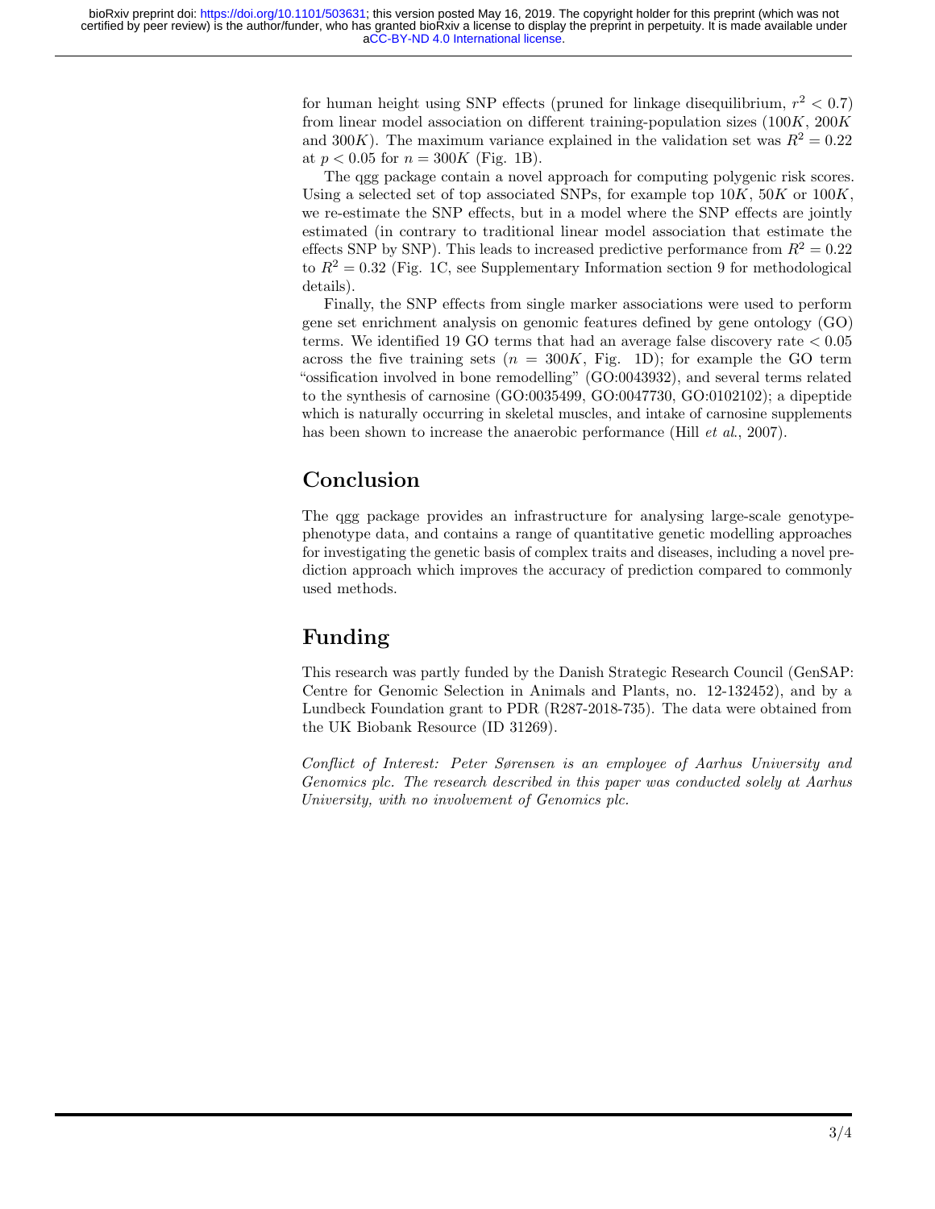for human height using SNP effects (pruned for linkage disequilibrium, $r^2 < 0.7$) from linear model association on different training-population sizes ($100K$, $200K$ and $300K$). The maximum variance explained in the validation set was $R^2 = 0.22$ at $p < 0.05$ for $n = 300K$ (Fig. 1B).

The qgg package contain a novel approach for computing polygenic risk scores. Using a selected set of top associated SNPs, for example top $10K$, $50K$ or $100K$, we re-estimate the SNP effects, but in a model where the SNP effects are jointly estimated (in contrary to traditional linear model association that estimate the effects SNP by SNP). This leads to increased predictive performance from $R^2 = 0.22$ to $R^2 = 0.32$ (Fig. 1C, see Supplementary Information section 9 for methodological details).

Finally, the SNP effects from single marker associations were used to perform gene set enrichment analysis on genomic features defined by gene ontology (GO) terms. We identified 19 GO terms that had an average false discovery rate $< 0.05$ across the five training sets ($n = 300K$, Fig. 1D); for example the GO term "ossification involved in bone remodelling" (GO:0043932), and several terms related to the synthesis of carnosine (GO:0035499, GO:0047730, GO:0102102); a dipeptide which is naturally occurring in skeletal muscles, and intake of carnosine supplements has been shown to increase the anaerobic performance (Hill *et al.*, 2007).

## Conclusion

The qgg package provides an infrastructure for analysing large-scale genotype-phenotype data, and contains a range of quantitative genetic modelling approaches for investigating the genetic basis of complex traits and diseases, including a novel prediction approach which improves the accuracy of prediction compared to commonly used methods.

## Funding

This research was partly funded by the Danish Strategic Research Council (GenSAP: Centre for Genomic Selection in Animals and Plants, no. 12-132452), and by a Lundbeck Foundation grant to PDR (R287-2018-735). The data were obtained from the UK Biobank Resource (ID 31269).

*Conflict of Interest: Peter Sørensen is an employee of Aarhus University and Genomics plc. The research described in this paper was conducted solely at Aarhus University, with no involvement of Genomics plc.*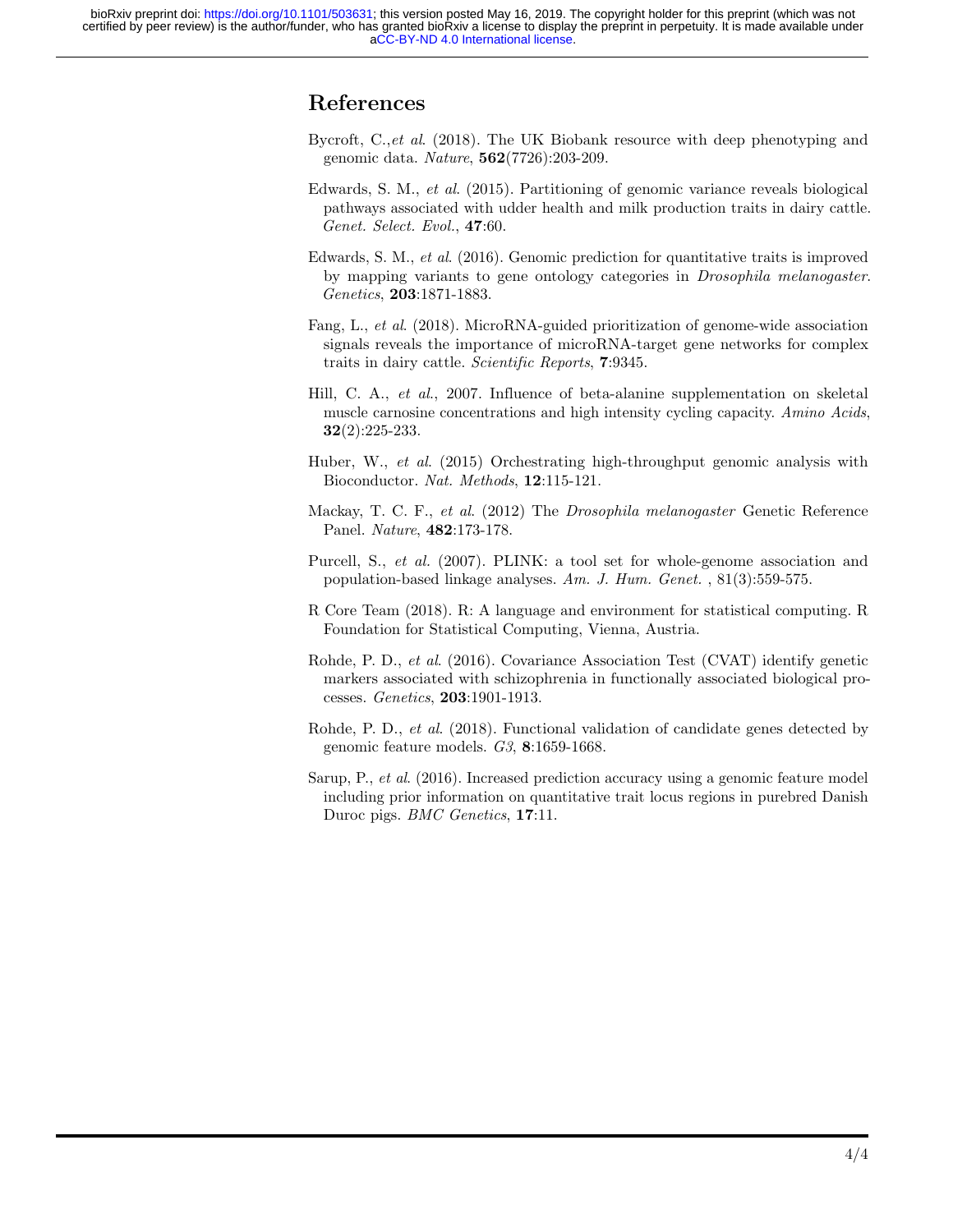## References

Bycroft, C.,*et al*. (2018). The UK Biobank resource with deep phenotyping and genomic data. *Nature*, **562**(7726):203-209.

Edwards, S. M., *et al*. (2015). Partitioning of genomic variance reveals biological pathways associated with udder health and milk production traits in dairy cattle. *Genet. Select. Evol.*, **47**:60.

Edwards, S. M., *et al*. (2016). Genomic prediction for quantitative traits is improved by mapping variants to gene ontology categories in *Drosophila melanogaster*. *Genetics*, **203**:1871-1883.

Fang, L., *et al*. (2018). MicroRNA-guided prioritization of genome-wide association signals reveals the importance of microRNA-target gene networks for complex traits in dairy cattle. *Scientific Reports*, **7**:9345.

Hill, C. A., *et al*., 2007. Influence of beta-alanine supplementation on skeletal muscle carnosine concentrations and high intensity cycling capacity. *Amino Acids*, **32**(2):225-233.

Huber, W., *et al*. (2015) Orchestrating high-throughput genomic analysis with Bioconductor. *Nat. Methods*, **12**:115-121.

Mackay, T. C. F., *et al*. (2012) The *Drosophila melanogaster* Genetic Reference Panel. *Nature*, **482**:173-178.

Purcell, S., *et al.* (2007). PLINK: a tool set for whole-genome association and population-based linkage analyses. *Am. J. Hum. Genet.* , 81(3):559-575.

R Core Team (2018). R: A language and environment for statistical computing. R Foundation for Statistical Computing, Vienna, Austria.

Rohde, P. D., *et al*. (2016). Covariance Association Test (CVAT) identify genetic markers associated with schizophrenia in functionally associated biological processes. *Genetics*, **203**:1901-1913.

Rohde, P. D., *et al*. (2018). Functional validation of candidate genes detected by genomic feature models. *G3*, **8**:1659-1668.

Sarup, P., *et al*. (2016). Increased prediction accuracy using a genomic feature model including prior information on quantitative trait locus regions in purebred Danish Duroc pigs. *BMC Genetics*, **17**:11.